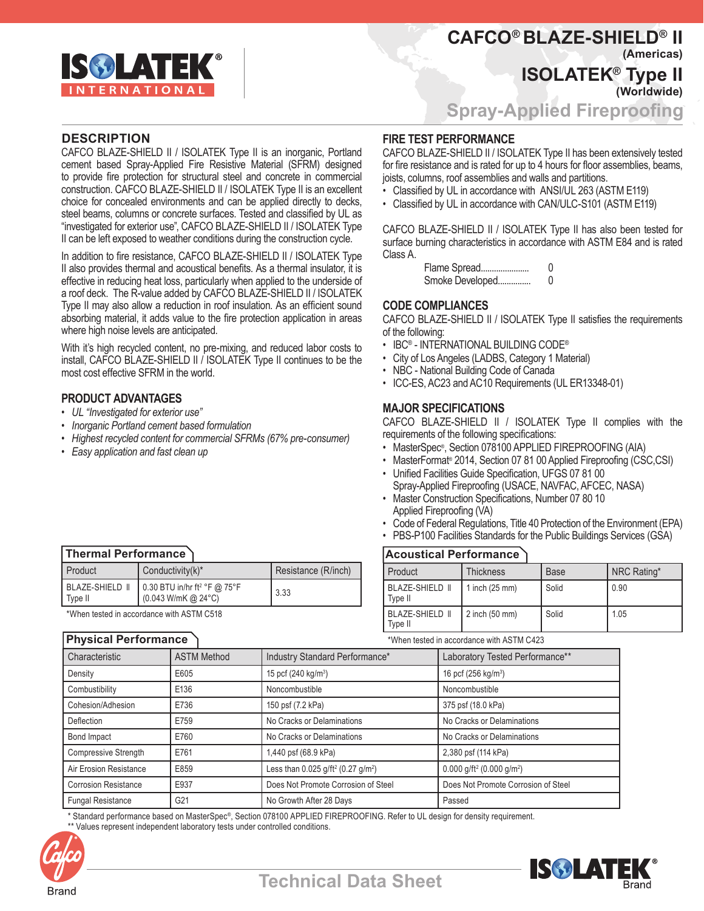# CAFCO® BLAZE-SHIELD® II

**(Americas)**

# ISOLATEK® Type II

**(Worldwide)**

## Spray-Applied Fireproofing

## DESCRIPTION

CAFCO BLAZE-SHIELD II / ISOLATEK Type II is an inorganic, Portland cement based Spray-Applied Fire Resistive Material (SFRM) designed to provide fire protection for structural steel and concrete in commercial construction. CAFCO BLAZE-SHIELD II / ISOLATEK Type II is an excellent choice for concealed environments and can be applied directly to decks, steel beams, columns or concrete surfaces. Tested and classified by UL as "investigated for exterior use", CAFCO BLAZE-SHIELD II / ISOLATEK Type II can be left exposed to weather conditions during the construction cycle.

In addition to fire resistance, CAFCO BLAZE-SHIELD II / ISOLATEK Type II also provides thermal and acoustical benefits. As a thermal insulator, it is effective in reducing heat loss, particularly when applied to the underside of a roof deck. The R-value added by CAFCO BLAZE-SHIELD II / ISOLATEK Type II may also allow a reduction in roof insulation. As an efficient sound absorbing material, it adds value to the fire protection application in areas where high noise levels are anticipated.

With it's high recycled content, no pre-mixing, and reduced labor costs to install, CAFCO BLAZE-SHIELD II / ISOLATEK Type II continues to be the most cost effective SFRM in the world.

## PRODUCT ADVANTAGES

- *UL "Investigated for exterior use"*
- *Inorganic Portland cement based formulation*
- *Highest recycled content for commercial SFRMs (67% pre-consumer)*
- *Easy application and fast clean up*

## FIRE TEST PERFORMANCE

CAFCO BLAZE-SHIELD II / ISOLATEK Type II has been extensively tested for fire resistance and is rated for up to 4 hours for floor assemblies, beams, joists, columns, roof assemblies and walls and partitions.

- Classified by UL in accordance with ANSI/UL 263 (ASTM E119)
- Classified by UL in accordance with CAN/ULC-S101 (ASTM E119)

CAFCO BLAZE-SHIELD II / ISOLATEK Type II has also been tested for surface burning characteristics in accordance with ASTM E84 and is rated Class A.

Flame Spread...................... 0
Smoke Developed.............. 0

## CODE COMPLIANCES

CAFCO BLAZE-SHIELD II / ISOLATEK Type II satisfies the requirements of the following:

- IBC® - INTERNATIONAL BUILDING CODE®
- City of Los Angeles (LADBS, Category 1 Material)
- NBC - National Building Code of Canada
- ICC-ES, AC23 and AC10 Requirements (UL ER13348-01)

## MAJOR SPECIFICATIONS

CAFCO BLAZE-SHIELD II / ISOLATEK Type II complies with the requirements of the following specifications:

- MasterSpec®, Section 078100 APPLIED FIREPROOFING (AIA)
- MasterFormat® 2014, Section 07 81 00 Applied Fireproofing (CSC,CSI)
- Unified Facilities Guide Specification, UFGS 07 81 00 Spray-Applied Fireproofing (USACE, NAVFAC, AFCEC, NASA)
- Master Construction Specifications, Number 07 80 10 Applied Fireproofing (VA)
- Code of Federal Regulations, Title 40 Protection of the Environment (EPA)
- PBS-P100 Facilities Standards for the Public Buildings Services (GSA)

### Thermal Performance

| Product | Conductivity(k)* | Resistance (R/inch) |
|---|---|---|
| BLAZE-SHIELD II Type II | 0.30 BTU in/hr ft² °F @ 75°F (0.043 W/mK @ 24°C) | 3.33 |

*When tested in accordance with ASTM C518

### Acoustical Performance

| Product | Thickness | Base | NRC Rating* |
|---|---|---|---|
| BLAZE-SHIELD II Type II | 1 inch (25 mm) | Solid | 0.90 |
| BLAZE-SHIELD II Type II | 2 inch (50 mm) | Solid | 1.05 |

*When tested in accordance with ASTM C423

### Physical Performance

| Characteristic | ASTM Method | Industry Standard Performance* | Laboratory Tested Performance** |
|---|---|---|---|
| Density | E605 | 15 pcf (240 kg/m³) | 16 pcf (256 kg/m³) |
| Combustibility | E136 | Noncombustible | Noncombustible |
| Cohesion/Adhesion | E736 | 150 psf (7.2 kPa) | 375 psf (18.0 kPa) |
| Deflection | E759 | No Cracks or Delaminations | No Cracks or Delaminations |
| Bond Impact | E760 | No Cracks or Delaminations | No Cracks or Delaminations |
| Compressive Strength | E761 | 1,440 psf (68.9 kPa) | 2,380 psf (114 kPa) |
| Air Erosion Resistance | E859 | Less than 0.025 g/ft² (0.27 g/m²) | 0.000 g/ft² (0.000 g/m²) |
| Corrosion Resistance | E937 | Does Not Promote Corrosion of Steel | Does Not Promote Corrosion of Steel |
| Fungal Resistance | G21 | No Growth After 28 Days | Passed |

\* Standard performance based on MasterSpec®, Section 078100 APPLIED FIREPROOFING. Refer to UL design for density requirement.
** Values represent independent laboratory tests under controlled conditions.

Technical Data Sheet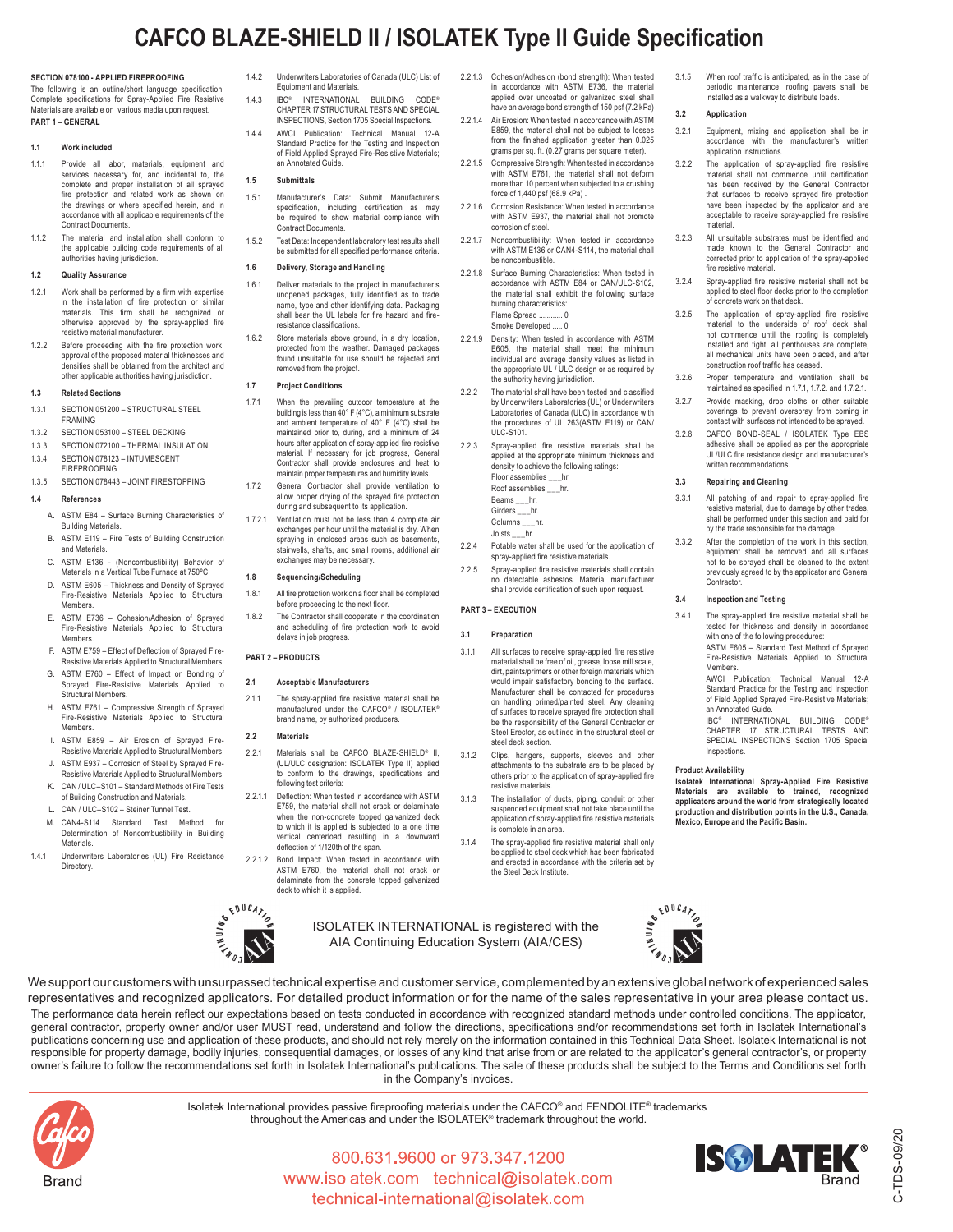# CAFCO BLAZE-SHIELD II / ISOLATEK Type II Guide Specification

**SECTION 078100 - APPLIED FIREPROOFING**

The following is an outline/short language specification. Complete specifications for Spray-Applied Fire Resistive Materials are available on various media upon request.

**PART 1 – GENERAL**

**1.1 Work included**

1.1.1 Provide all labor, materials, equipment and services necessary for, and incidental to, the complete and proper installation of all sprayed fire protection and related work as shown on the drawings or where specified herein, and in accordance with all applicable requirements of the Contract Documents.

1.1.2 The material and installation shall conform to the applicable building code requirements of all authorities having jurisdiction.

**1.2 Quality Assurance**

1.2.1 Work shall be performed by a firm with expertise in the installation of fire protection or similar materials. This firm shall be recognized or otherwise approved by the spray-applied fire resistive material manufacturer.

1.2.2 Before proceeding with the fire protection work, approval of the proposed material thicknesses and densities shall be obtained from the architect and other applicable authorities having jurisdiction.

**1.3 Related Sections**

1.3.1 SECTION 051200 – STRUCTURAL STEEL FRAMING

1.3.2 SECTION 053100 – STEEL DECKING

1.3.3 SECTION 072100 – THERMAL INSULATION

1.3.4 SECTION 078123 – INTUMESCENT FIREPROOFING

1.3.5 SECTION 078443 – JOINT FIRESTOPPING

**1.4 References**

A. ASTM E84 – Surface Burning Characteristics of Building Materials.

B. ASTM E119 – Fire Tests of Building Construction and Materials.

C. ASTM E136 - (Noncombustibility) Behavior of Materials in a Vertical Tube Furnace at 750°C.

D. ASTM E605 – Thickness and Density of Sprayed Fire-Resistive Materials Applied to Structural Members.

E. ASTM E736 – Cohesion/Adhesion of Sprayed Fire-Resistive Materials Applied to Structural Members.

F. ASTM E759 – Effect of Deflection of Sprayed Fire-Resistive Materials Applied to Structural Members.

G. ASTM E760 – Effect of Impact on Bonding of Sprayed Fire-Resistive Materials Applied to Structural Members.

H. ASTM E761 – Compressive Strength of Sprayed Fire-Resistive Materials Applied to Structural Members.

I. ASTM E859 – Air Erosion of Sprayed Fire-Resistive Materials Applied to Structural Members.

J. ASTM E937 – Corrosion of Steel by Sprayed Fire-Resistive Materials Applied to Structural Members.

K. CAN / ULC–S101 – Standard Methods of Fire Tests of Building Construction and Materials.

L. CAN / ULC–S102 – Steiner Tunnel Test.

M. CAN4-S114 Standard Test Method for Determination of Noncombustibility in Building Materials.

1.4.1 Underwriters Laboratories (UL) Fire Resistance Directory.

1.4.2 Underwriters Laboratories of Canada (ULC) List of Equipment and Materials.

1.4.3 IBC® INTERNATIONAL BUILDING CODE® CHAPTER 17 STRUCTURAL TESTS AND SPECIAL INSPECTIONS, Section 1705 Special Inspections.

1.4.4 AWCI Publication: Technical Manual 12-A Standard Practice for the Testing and Inspection of Field Applied Sprayed Fire-Resistive Materials; an Annotated Guide.

**1.5 Submittals**

1.5.1 Manufacturer's Data: Submit Manufacturer's specification, including certification as may be required to show material compliance with Contract Documents.

1.5.2 Test Data: Independent laboratory test results shall be submitted for all specified performance criteria.

**1.6 Delivery, Storage and Handling**

1.6.1 Deliver materials to the project in manufacturer's unopened packages, fully identified as to trade name, type and other identifying data. Packaging shall bear the UL labels for fire hazard and fire-resistance classifications.

1.6.2 Store materials above ground, in a dry location, protected from the weather. Damaged packages found unsuitable for use should be rejected and removed from the project.

**1.7 Project Conditions**

1.7.1 When the prevailing outdoor temperature at the building is less than 40° F (4°C), a minimum substrate and ambient temperature of 40° F (4°C) shall be maintained prior to, during, and a minimum of 24 hours after application of spray-applied fire resistive material. If necessary for job progress, General Contractor shall provide enclosures and heat to maintain proper temperatures and humidity levels.

1.7.2 General Contractor shall provide ventilation to allow proper drying of the sprayed fire protection during and subsequent to its application.

1.7.2.1 Ventilation must not be less than 4 complete air exchanges per hour until the material is dry. When spraying in enclosed areas such as basements, stairwells, shafts, and small rooms, additional air exchanges may be necessary.

**1.8 Sequencing/Scheduling**

1.8.1 All fire protection work on a floor shall be completed before proceeding to the next floor.

1.8.2 The Contractor shall cooperate in the coordination and scheduling of fire protection work to avoid delays in job progress.

**PART 2 – PRODUCTS**

**2.1 Acceptable Manufacturers**

2.1.1 The spray-applied fire resistive material shall be manufactured under the CAFCO® / ISOLATEK® brand name, by authorized producers.

**2.2 Materials**

2.2.1 Materials shall be CAFCO BLAZE-SHIELD® II, (UL/ULC designation: ISOLATEK Type II) applied to conform to the drawings, specifications and following test criteria:

2.2.1.1 Deflection: When tested in accordance with ASTM E759, the material shall not crack or delaminate when the non-concrete topped galvanized deck to which it is applied is subjected to a one time vertical centerload resulting in a downward deflection of 1/120th of the span.

2.2.1.2 Bond Impact: When tested in accordance with ASTM E760, the material shall not crack or delaminate from the concrete topped galvanized deck to which it is applied.

2.2.1.3 Cohesion/Adhesion (bond strength): When tested in accordance with ASTM E736, the material applied over uncoated or galvanized steel shall have an average bond strength of 150 psf (7.2 kPa)

2.2.1.4 Air Erosion: When tested in accordance with ASTM E859, the material shall not be subject to losses from the finished application greater than 0.025 grams per sq. ft. (0.27 grams per square meter).

2.2.1.5 Compressive Strength: When tested in accordance with ASTM E761, the material shall not deform more than 10 percent when subjected to a crushing force of 1,440 psf (68.9 kPa) .

2.2.1.6 Corrosion Resistance: When tested in accordance with ASTM E937, the material shall not promote corrosion of steel.

2.2.1.7 Noncombustibility: When tested in accordance with ASTM E136 or CAN4-S114, the material shall be noncombustible.

2.2.1.8 Surface Burning Characteristics: When tested in accordance with ASTM E84 or CAN/ULC-S102, the material shall exhibit the following surface burning characteristics:
Flame Spread ........... 0
Smoke Developed ..... 0

2.2.1.9 Density: When tested in accordance with ASTM E605, the material shall meet the minimum individual and average density values as listed in the appropriate UL / ULC design or as required by the authority having jurisdiction.

2.2.2 The material shall have been tested and classified by Underwriters Laboratories (UL) or Underwriters Laboratories of Canada (ULC) in accordance with the procedures of UL 263(ASTM E119) or CAN/ULC-S101.

2.2.3 Spray-applied fire resistive materials shall be applied at the appropriate minimum thickness and density to achieve the following ratings:
Floor assemblies ___hr.
Roof assemblies ___hr.
Beams ___hr.
Girders ___hr.
Columns ___hr.
Joists ___hr.

2.2.4 Potable water shall be used for the application of spray-applied fire resistive materials.

2.2.5 Spray-applied fire resistive materials shall contain no detectable asbestos. Material manufacturer shall provide certification of such upon request.

**PART 3 – EXECUTION**

**3.1 Preparation**

3.1.1 All surfaces to receive spray-applied fire resistive material shall be free of oil, grease, loose mill scale, dirt, paints/primers or other foreign materials which would impair satisfactory bonding to the surface. Manufacturer shall be contacted for procedures on handling primed/painted steel. Any cleaning of surfaces to receive sprayed fire protection shall be the responsibility of the General Contractor or Steel Erector, as outlined in the structural steel or steel deck section.

3.1.2 Clips, hangers, supports, sleeves and other attachments to the substrate are to be placed by others prior to the application of spray-applied fire resistive materials.

3.1.3 The installation of ducts, piping, conduit or other suspended equipment shall not take place until the application of spray-applied fire resistive materials is complete in an area.

3.1.4 The spray-applied fire resistive material shall only be applied to steel deck which has been fabricated and erected in accordance with the criteria set by the Steel Deck Institute.

3.1.5 When roof traffic is anticipated, as in the case of periodic maintenance, roofing pavers shall be installed as a walkway to distribute loads.

**3.2 Application**

3.2.1 Equipment, mixing and application shall be in accordance with the manufacturer's written application instructions.

3.2.2 The application of spray-applied fire resistive material shall not commence until certification has been received by the General Contractor that surfaces to receive sprayed fire protection have been inspected by the applicator and are acceptable to receive spray-applied fire resistive material.

3.2.3 All unsuitable substrates must be identified and made known to the General Contractor and corrected prior to application of the spray-applied fire resistive material.

3.2.4 Spray-applied fire resistive material shall not be applied to steel floor decks prior to the completion of concrete work on that deck.

3.2.5 The application of spray-applied fire resistive material to the underside of roof deck shall not commence until the roofing is completely installed and tight, all penthouses are complete, all mechanical units have been placed, and after construction roof traffic has ceased.

3.2.6 Proper temperature and ventilation shall be maintained as specified in 1.7.1, 1.7.2. and 1.7.2.1.

3.2.7 Provide masking, drop cloths or other suitable coverings to prevent overspray from coming in contact with surfaces not intended to be sprayed.

3.2.8 CAFCO BOND-SEAL / ISOLATEK Type EBS adhesive shall be applied as per the appropriate UL/ULC fire resistance design and manufacturer's written recommendations.

**3.3 Repairing and Cleaning**

3.3.1 All patching of and repair to spray-applied fire resistive material, due to damage by other trades, shall be performed under this section and paid for by the trade responsible for the damage.

3.3.2 After the completion of the work in this section, equipment shall be removed and all surfaces not to be sprayed shall be cleaned to the extent previously agreed to by the applicator and General Contractor.

**3.4 Inspection and Testing**

3.4.1 The spray-applied fire resistive material shall be tested for thickness and density in accordance with one of the following procedures:
ASTM E605 – Standard Test Method of Sprayed Fire-Resistive Materials Applied to Structural Members.
AWCI Publication: Technical Manual 12-A Standard Practice for the Testing and Inspection of Field Applied Sprayed Fire-Resistive Materials; an Annotated Guide.
IBC® INTERNATIONAL BUILDING CODE® CHAPTER 17 STRUCTURAL TESTS AND SPECIAL INSPECTIONS Section 1705 Special Inspections.

**Product Availability**

**Isolatek International Spray-Applied Fire Resistive Materials are available to trained, recognized applicators around the world from strategically located production and distribution points in the U.S., Canada, Mexico, Europe and the Pacific Basin.**

ISOLATEK INTERNATIONAL is registered with the AIA Continuing Education System (AIA/CES)

We support our customers with unsurpassed technical expertise and customer service, complemented by an extensive global network of experienced sales representatives and recognized applicators. For detailed product information or for the name of the sales representative in your area please contact us.

The performance data herein reflect our expectations based on tests conducted in accordance with recognized standard methods under controlled conditions. The applicator, general contractor, property owner and/or user MUST read, understand and follow the directions, specifications and/or recommendations set forth in Isolatek International's publications concerning use and application of these products, and should not rely merely on the information contained in this Technical Data Sheet. Isolatek International is not responsible for property damage, bodily injuries, consequential damages, or losses of any kind that arise from or are related to the applicator's general contractor's, or property owner's failure to follow the recommendations set forth in Isolatek International's publications. The sale of these products shall be subject to the Terms and Conditions set forth in the Company's invoices.

Isolatek International provides passive fireproofing materials under the CAFCO® and FENDOLITE® trademarks throughout the Americas and under the ISOLATEK® trademark throughout the world.

800.631.9600 or 973.347.1200
www.isolatek.com | technical@isolatek.com
technical-international@isolatek.com

C-TDS-09/20